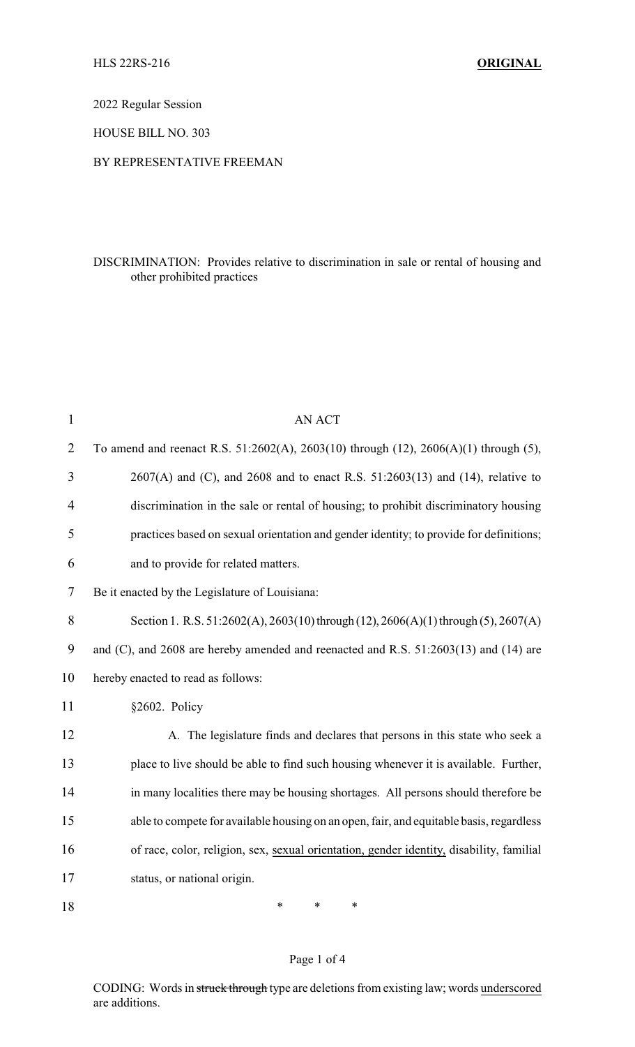HLS 22RS-216 **ORIGINAL**

2022 Regular Session

HOUSE BILL NO. 303

BY REPRESENTATIVE FREEMAN

DISCRIMINATION: Provides relative to discrimination in sale or rental of housing and other prohibited practices

AN ACT

To amend and reenact R.S. 51:2602(A), 2603(10) through (12), 2606(A)(1) through (5), 2607(A) and (C), and 2608 and to enact R.S. 51:2603(13) and (14), relative to discrimination in the sale or rental of housing; to prohibit discriminatory housing practices based on sexual orientation and gender identity; to provide for definitions; and to provide for related matters.

Be it enacted by the Legislature of Louisiana:

Section 1. R.S. 51:2602(A), 2603(10) through (12), 2606(A)(1) through (5), 2607(A) and (C), and 2608 are hereby amended and reenacted and R.S. 51:2603(13) and (14) are hereby enacted to read as follows:

§2602. Policy

A. The legislature finds and declares that persons in this state who seek a place to live should be able to find such housing whenever it is available. Further, in many localities there may be housing shortages. All persons should therefore be able to compete for available housing on an open, fair, and equitable basis, regardless of race, color, religion, sex, <u>sexual orientation, gender identity,</u> disability, familial status, or national origin.

\* \* \*

CODING: Words in ~~struck through~~ type are deletions from existing law; words <u>underscored</u> are additions.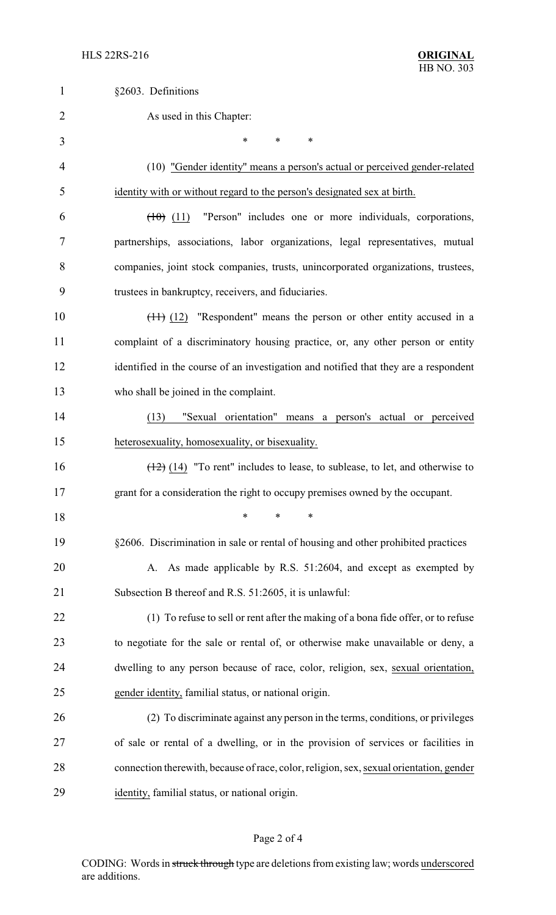§2603. Definitions

As used in this Chapter:

\* \* \*

(10) <u>"Gender identity" means a person's actual or perceived gender-related identity with or without regard to the person's designated sex at birth.</u>

~~(10)~~ <u>(11)</u> "Person" includes one or more individuals, corporations, partnerships, associations, labor organizations, legal representatives, mutual companies, joint stock companies, trusts, unincorporated organizations, trustees, trustees in bankruptcy, receivers, and fiduciaries.

~~(11)~~ <u>(12)</u> "Respondent" means the person or other entity accused in a complaint of a discriminatory housing practice, or, any other person or entity identified in the course of an investigation and notified that they are a respondent who shall be joined in the complaint.

<u>(13) "Sexual orientation" means a person's actual or perceived heterosexuality, homosexuality, or bisexuality.</u>

~~(12)~~ <u>(14)</u> "To rent" includes to lease, to sublease, to let, and otherwise to grant for a consideration the right to occupy premises owned by the occupant.

\* \* \*

§2606. Discrimination in sale or rental of housing and other prohibited practices

A. As made applicable by R.S. 51:2604, and except as exempted by Subsection B thereof and R.S. 51:2605, it is unlawful:

(1) To refuse to sell or rent after the making of a bona fide offer, or to refuse to negotiate for the sale or rental of, or otherwise make unavailable or deny, a dwelling to any person because of race, color, religion, sex, <u>sexual orientation, gender identity,</u> familial status, or national origin.

(2) To discriminate against any person in the terms, conditions, or privileges of sale or rental of a dwelling, or in the provision of services or facilities in connection therewith, because of race, color, religion, sex, <u>sexual orientation, gender identity,</u> familial status, or national origin.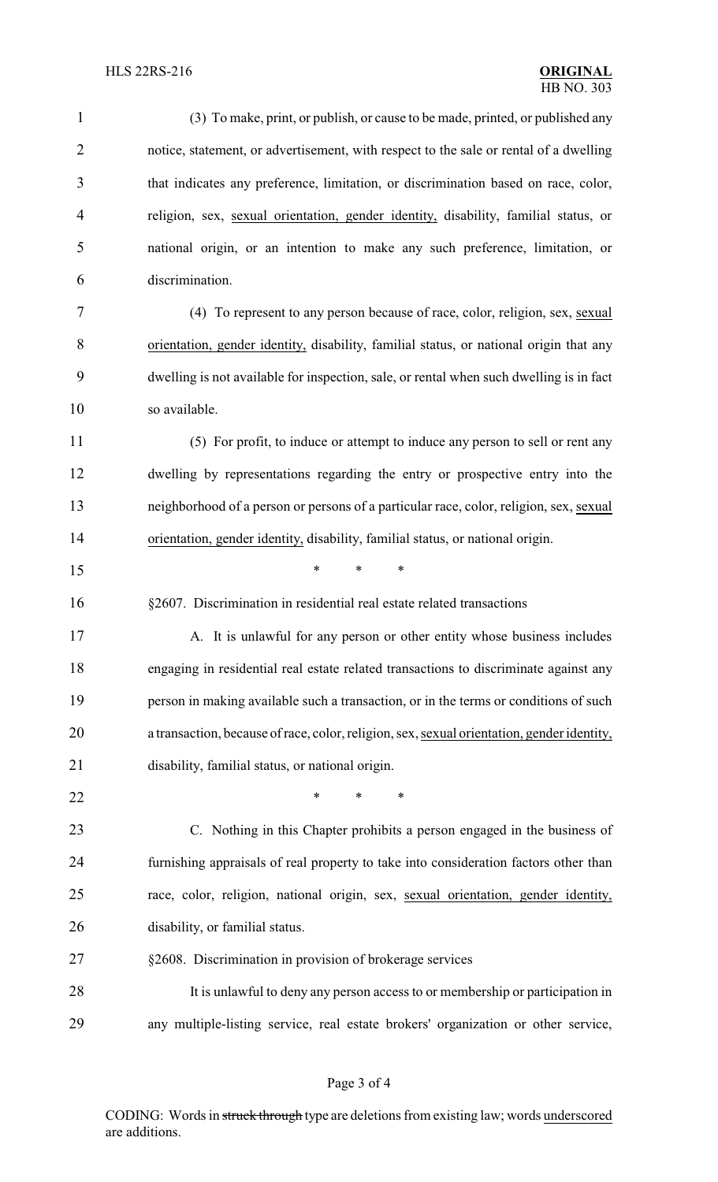(3) To make, print, or publish, or cause to be made, printed, or published any notice, statement, or advertisement, with respect to the sale or rental of a dwelling that indicates any preference, limitation, or discrimination based on race, color, religion, sex, <u>sexual orientation, gender identity,</u> disability, familial status, or national origin, or an intention to make any such preference, limitation, or discrimination.

(4) To represent to any person because of race, color, religion, sex, <u>sexual orientation, gender identity,</u> disability, familial status, or national origin that any dwelling is not available for inspection, sale, or rental when such dwelling is in fact so available.

(5) For profit, to induce or attempt to induce any person to sell or rent any dwelling by representations regarding the entry or prospective entry into the neighborhood of a person or persons of a particular race, color, religion, sex, <u>sexual orientation, gender identity,</u> disability, familial status, or national origin.

\* \* \*

§2607. Discrimination in residential real estate related transactions

A. It is unlawful for any person or other entity whose business includes engaging in residential real estate related transactions to discriminate against any person in making available such a transaction, or in the terms or conditions of such a transaction, because of race, color, religion, sex, <u>sexual orientation, gender identity,</u> disability, familial status, or national origin.

\* \* \*

C. Nothing in this Chapter prohibits a person engaged in the business of furnishing appraisals of real property to take into consideration factors other than race, color, religion, national origin, sex, <u>sexual orientation, gender identity,</u> disability, or familial status.

§2608. Discrimination in provision of brokerage services

It is unlawful to deny any person access to or membership or participation in any multiple-listing service, real estate brokers' organization or other service,

CODING: Words in ~~struck through~~ type are deletions from existing law; words <u>underscored</u> are additions.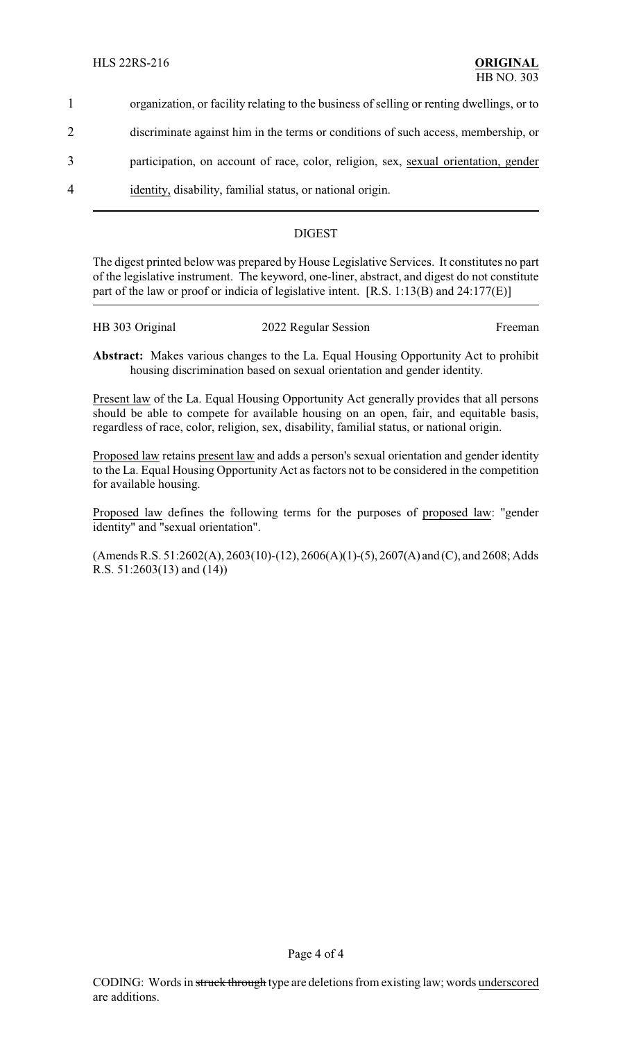1 organization, or facility relating to the business of selling or renting dwellings, or to

2 discriminate against him in the terms or conditions of such access, membership, or

3 participation, on account of race, color, religion, sex, sexual orientation, gender

4 identity, disability, familial status, or national origin.

## DIGEST

The digest printed below was prepared by House Legislative Services. It constitutes no part of the legislative instrument. The keyword, one-liner, abstract, and digest do not constitute part of the law or proof or indicia of legislative intent. [R.S. 1:13(B) and 24:177(E)]

HB 303 Original — 2022 Regular Session — Freeman

**Abstract:** Makes various changes to the La. Equal Housing Opportunity Act to prohibit housing discrimination based on sexual orientation and gender identity.

Present law of the La. Equal Housing Opportunity Act generally provides that all persons should be able to compete for available housing on an open, fair, and equitable basis, regardless of race, color, religion, sex, disability, familial status, or national origin.

Proposed law retains present law and adds a person's sexual orientation and gender identity to the La. Equal Housing Opportunity Act as factors not to be considered in the competition for available housing.

Proposed law defines the following terms for the purposes of proposed law: "gender identity" and "sexual orientation".

(Amends R.S. 51:2602(A), 2603(10)-(12), 2606(A)(1)-(5), 2607(A) and (C), and 2608; Adds R.S. 51:2603(13) and (14))

CODING: Words in struck through type are deletions from existing law; words underscored are additions.